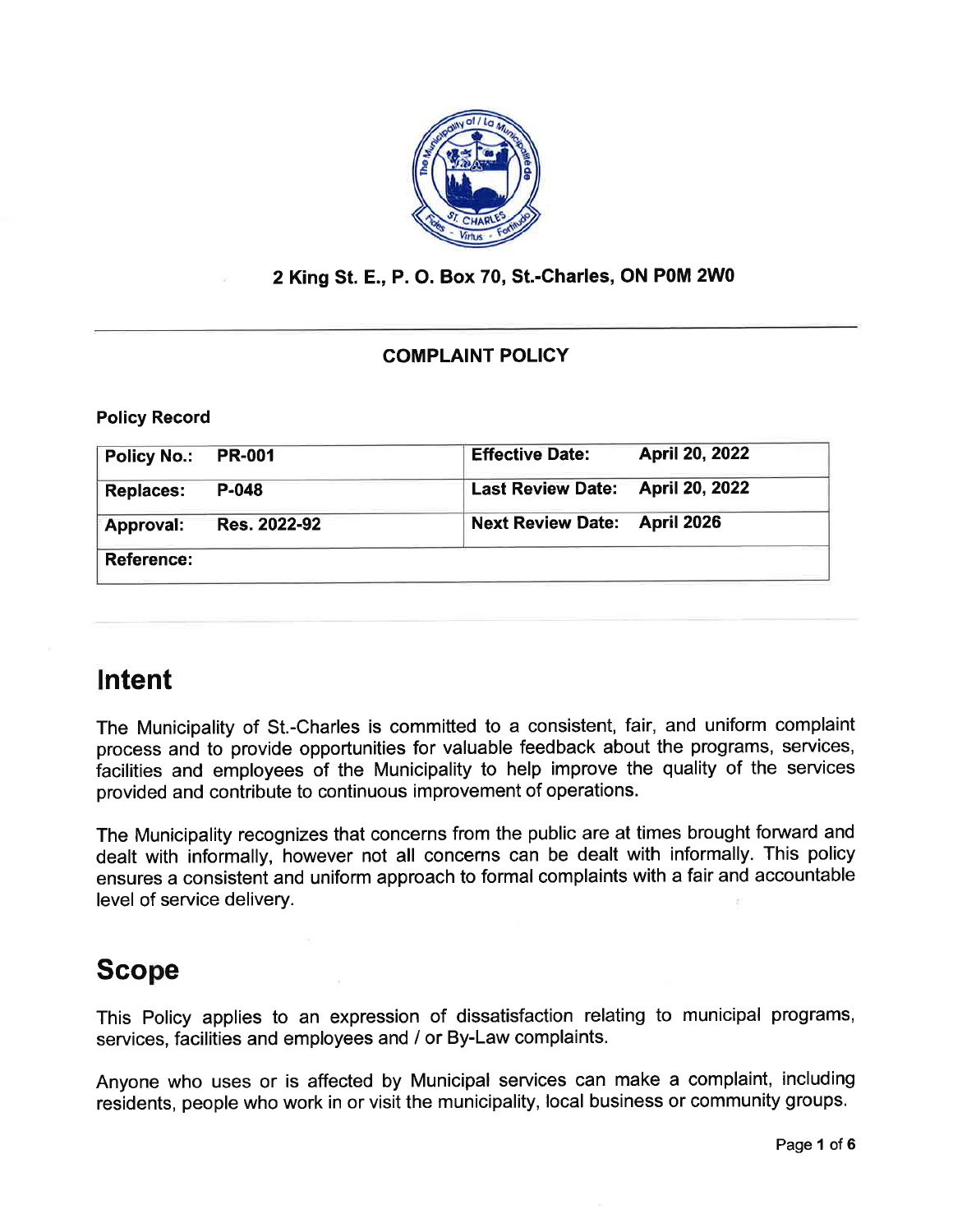2 King St. E., P. O. Box 70, St.-Charles, ON P0M 2W0

**COMPLAINT POLICY**

**Policy Record**

| | | | |
|---|---|---|---|
| **Policy No.:** | **PR-001** | **Effective Date:** | **April 20, 2022** |
| **Replaces:** | **P-048** | **Last Review Date:** | **April 20, 2022** |
| **Approval:** | **Res. 2022-92** | **Next Review Date:** | **April 2026** |
| **Reference:** | | | |

# Intent

The Municipality of St.-Charles is committed to a consistent, fair, and uniform complaint process and to provide opportunities for valuable feedback about the programs, services, facilities and employees of the Municipality to help improve the quality of the services provided and contribute to continuous improvement of operations.

The Municipality recognizes that concerns from the public are at times brought forward and dealt with informally, however not all concerns can be dealt with informally. This policy ensures a consistent and uniform approach to formal complaints with a fair and accountable level of service delivery.

# Scope

This Policy applies to an expression of dissatisfaction relating to municipal programs, services, facilities and employees and / or By-Law complaints.

Anyone who uses or is affected by Municipal services can make a complaint, including residents, people who work in or visit the municipality, local business or community groups.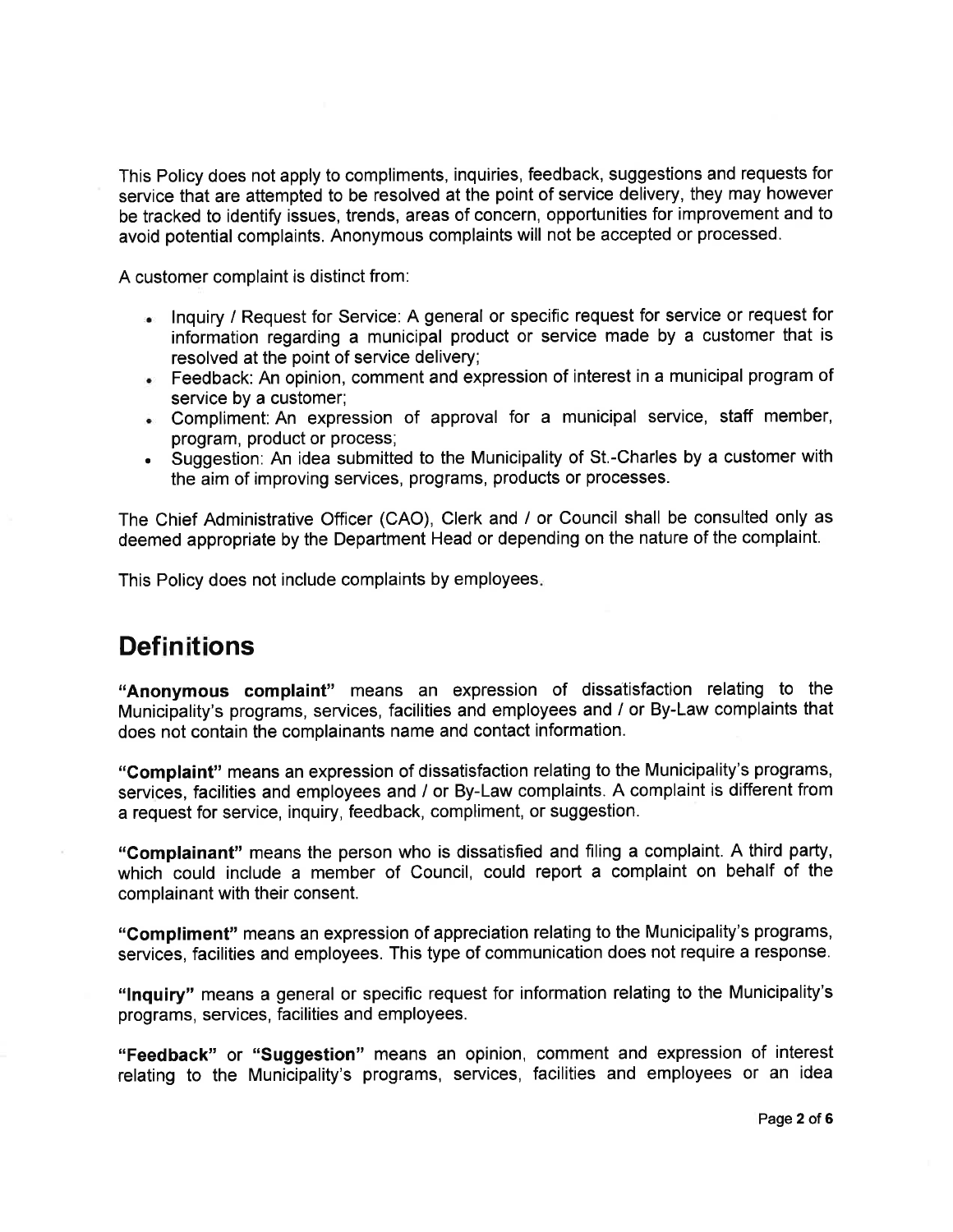This Policy does not apply to compliments, inquiries, feedback, suggestions and requests for service that are attempted to be resolved at the point of service delivery, they may however be tracked to identify issues, trends, areas of concern, opportunities for improvement and to avoid potential complaints. Anonymous complaints will not be accepted or processed.

A customer complaint is distinct from:

- Inquiry / Request for Service: A general or specific request for service or request for information regarding a municipal product or service made by a customer that is resolved at the point of service delivery;
- Feedback: An opinion, comment and expression of interest in a municipal program of service by a customer;
- Compliment: An expression of approval for a municipal service, staff member, program, product or process;
- Suggestion: An idea submitted to the Municipality of St.-Charles by a customer with the aim of improving services, programs, products or processes.

The Chief Administrative Officer (CAO), Clerk and / or Council shall be consulted only as deemed appropriate by the Department Head or depending on the nature of the complaint.

This Policy does not include complaints by employees.

## Definitions

**"Anonymous complaint"** means an expression of dissatisfaction relating to the Municipality's programs, services, facilities and employees and / or By-Law complaints that does not contain the complainants name and contact information.

**"Complaint"** means an expression of dissatisfaction relating to the Municipality's programs, services, facilities and employees and / or By-Law complaints. A complaint is different from a request for service, inquiry, feedback, compliment, or suggestion.

**"Complainant"** means the person who is dissatisfied and filing a complaint. A third party, which could include a member of Council, could report a complaint on behalf of the complainant with their consent.

**"Compliment"** means an expression of appreciation relating to the Municipality's programs, services, facilities and employees. This type of communication does not require a response.

**"Inquiry"** means a general or specific request for information relating to the Municipality's programs, services, facilities and employees.

**"Feedback"** or **"Suggestion"** means an opinion, comment and expression of interest relating to the Municipality's programs, services, facilities and employees or an idea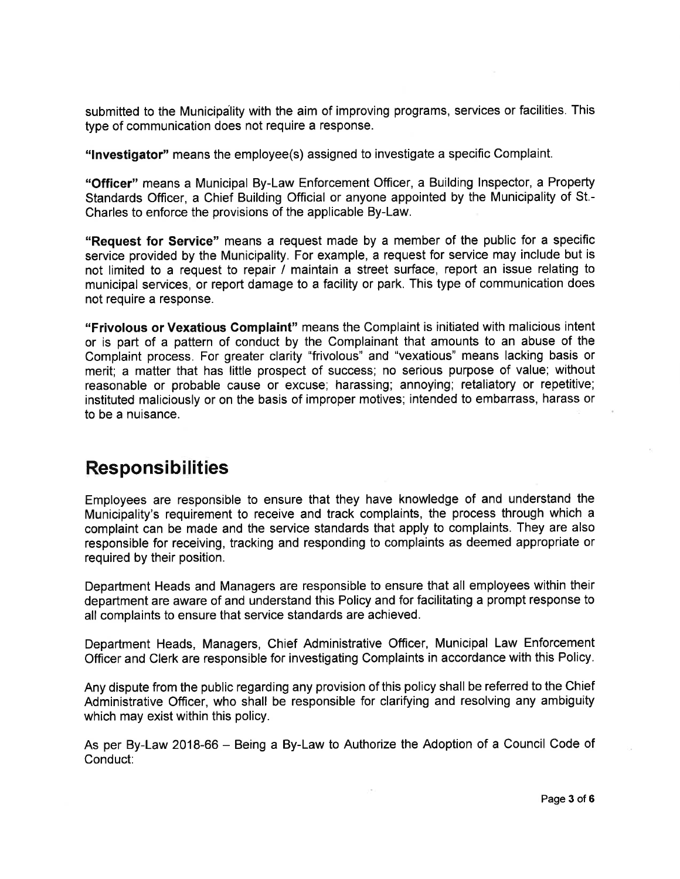submitted to the Municipality with the aim of improving programs, services or facilities. This type of communication does not require a response.

**"Investigator"** means the employee(s) assigned to investigate a specific Complaint.

**"Officer"** means a Municipal By-Law Enforcement Officer, a Building Inspector, a Property Standards Officer, a Chief Building Official or anyone appointed by the Municipality of St.-Charles to enforce the provisions of the applicable By-Law.

**"Request for Service"** means a request made by a member of the public for a specific service provided by the Municipality. For example, a request for service may include but is not limited to a request to repair / maintain a street surface, report an issue relating to municipal services, or report damage to a facility or park. This type of communication does not require a response.

**"Frivolous or Vexatious Complaint"** means the Complaint is initiated with malicious intent or is part of a pattern of conduct by the Complainant that amounts to an abuse of the Complaint process. For greater clarity "frivolous" and "vexatious" means lacking basis or merit; a matter that has little prospect of success; no serious purpose of value; without reasonable or probable cause or excuse; harassing; annoying; retaliatory or repetitive; instituted maliciously or on the basis of improper motives; intended to embarrass, harass or to be a nuisance.

## Responsibilities

Employees are responsible to ensure that they have knowledge of and understand the Municipality's requirement to receive and track complaints, the process through which a complaint can be made and the service standards that apply to complaints. They are also responsible for receiving, tracking and responding to complaints as deemed appropriate or required by their position.

Department Heads and Managers are responsible to ensure that all employees within their department are aware of and understand this Policy and for facilitating a prompt response to all complaints to ensure that service standards are achieved.

Department Heads, Managers, Chief Administrative Officer, Municipal Law Enforcement Officer and Clerk are responsible for investigating Complaints in accordance with this Policy.

Any dispute from the public regarding any provision of this policy shall be referred to the Chief Administrative Officer, who shall be responsible for clarifying and resolving any ambiguity which may exist within this policy.

As per By-Law 2018-66 – Being a By-Law to Authorize the Adoption of a Council Code of Conduct: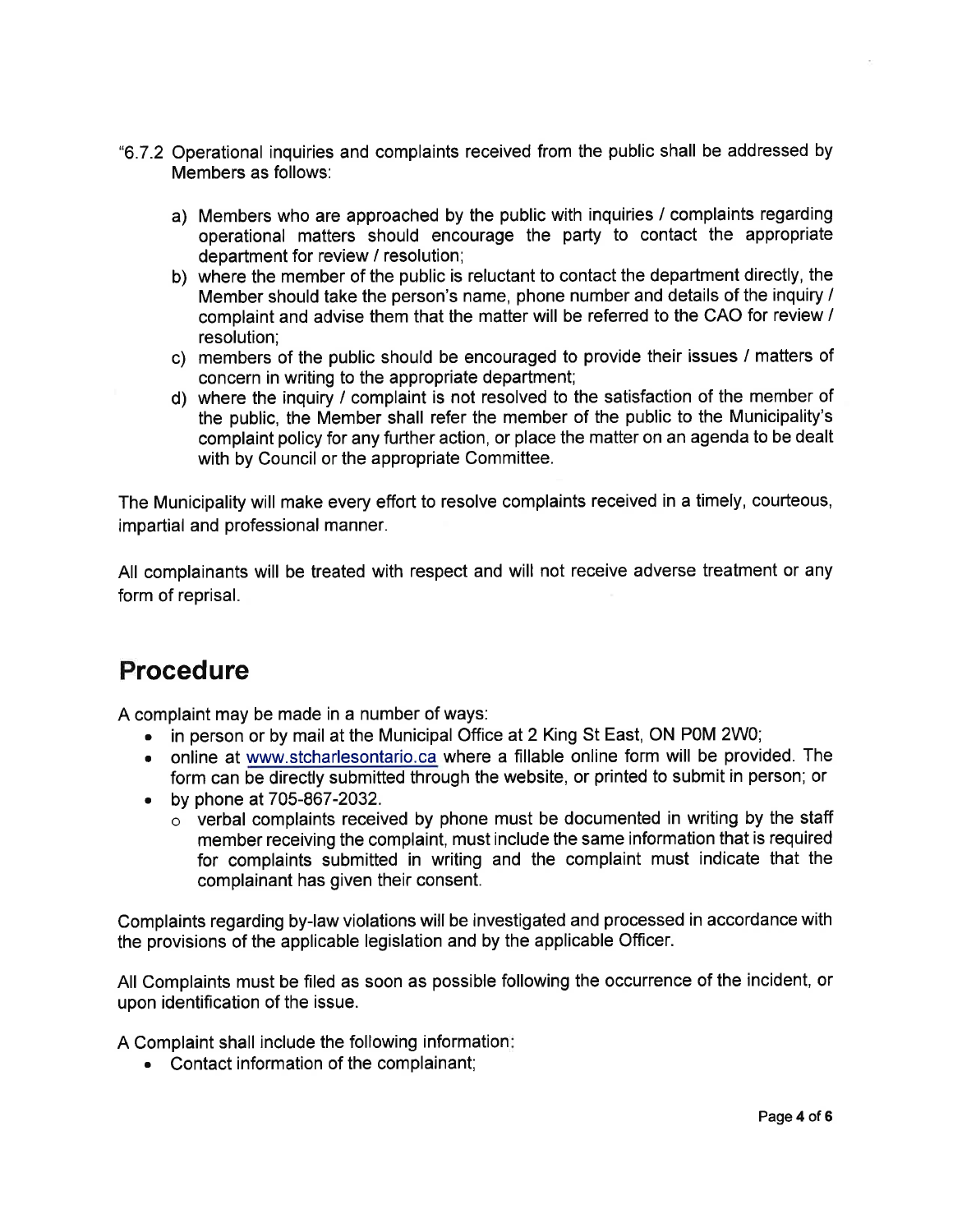"6.7.2 Operational inquiries and complaints received from the public shall be addressed by Members as follows:

a) Members who are approached by the public with inquiries / complaints regarding operational matters should encourage the party to contact the appropriate department for review / resolution;
b) where the member of the public is reluctant to contact the department directly, the Member should take the person's name, phone number and details of the inquiry / complaint and advise them that the matter will be referred to the CAO for review / resolution;
c) members of the public should be encouraged to provide their issues / matters of concern in writing to the appropriate department;
d) where the inquiry / complaint is not resolved to the satisfaction of the member of the public, the Member shall refer the member of the public to the Municipality's complaint policy for any further action, or place the matter on an agenda to be dealt with by Council or the appropriate Committee.

The Municipality will make every effort to resolve complaints received in a timely, courteous, impartial and professional manner.

All complainants will be treated with respect and will not receive adverse treatment or any form of reprisal.

## Procedure

A complaint may be made in a number of ways:

- in person or by mail at the Municipal Office at 2 King St East, ON P0M 2W0;
- online at www.stcharlesontario.ca where a fillable online form will be provided. The form can be directly submitted through the website, or printed to submit in person; or
- by phone at 705-867-2032.
  - verbal complaints received by phone must be documented in writing by the staff member receiving the complaint, must include the same information that is required for complaints submitted in writing and the complaint must indicate that the complainant has given their consent.

Complaints regarding by-law violations will be investigated and processed in accordance with the provisions of the applicable legislation and by the applicable Officer.

All Complaints must be filed as soon as possible following the occurrence of the incident, or upon identification of the issue.

A Complaint shall include the following information:

- Contact information of the complainant;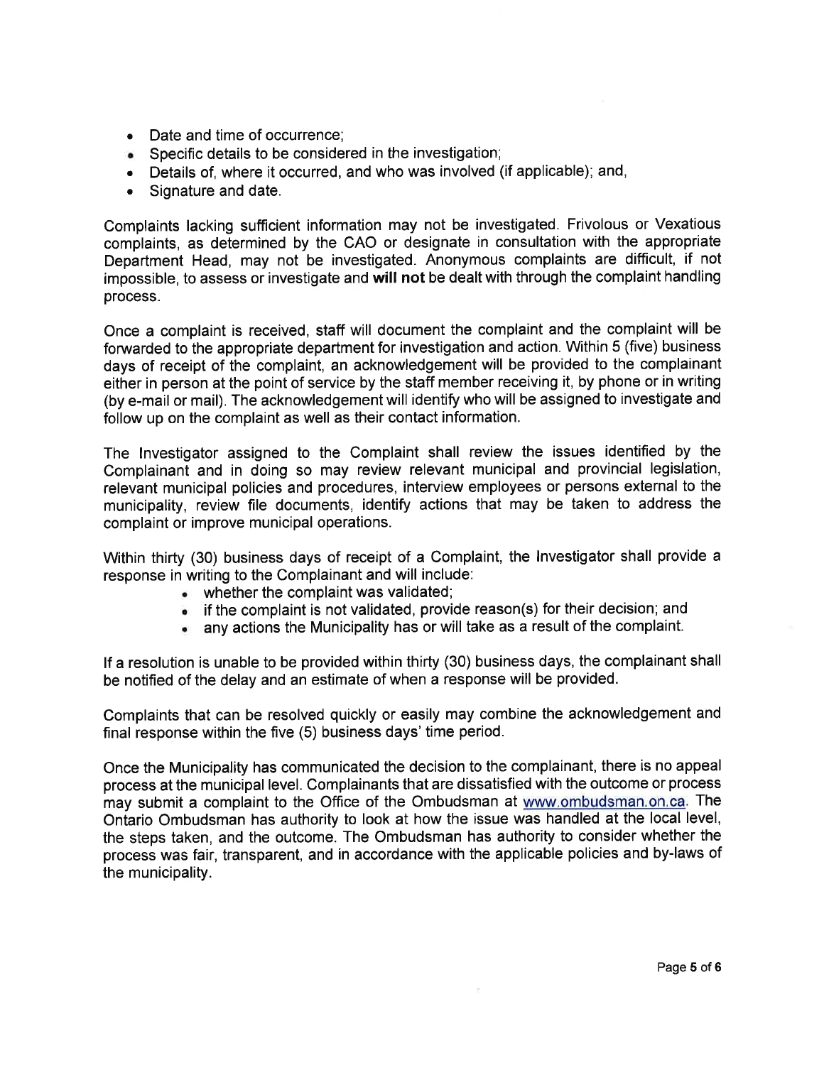- Date and time of occurrence;
- Specific details to be considered in the investigation;
- Details of, where it occurred, and who was involved (if applicable); and,
- Signature and date.

Complaints lacking sufficient information may not be investigated. Frivolous or Vexatious complaints, as determined by the CAO or designate in consultation with the appropriate Department Head, may not be investigated. Anonymous complaints are difficult, if not impossible, to assess or investigate and **will not** be dealt with through the complaint handling process.

Once a complaint is received, staff will document the complaint and the complaint will be forwarded to the appropriate department for investigation and action. Within 5 (five) business days of receipt of the complaint, an acknowledgement will be provided to the complainant either in person at the point of service by the staff member receiving it, by phone or in writing (by e-mail or mail). The acknowledgement will identify who will be assigned to investigate and follow up on the complaint as well as their contact information.

The Investigator assigned to the Complaint shall review the issues identified by the Complainant and in doing so may review relevant municipal and provincial legislation, relevant municipal policies and procedures, interview employees or persons external to the municipality, review file documents, identify actions that may be taken to address the complaint or improve municipal operations.

Within thirty (30) business days of receipt of a Complaint, the Investigator shall provide a response in writing to the Complainant and will include:

- whether the complaint was validated;
- if the complaint is not validated, provide reason(s) for their decision; and
- any actions the Municipality has or will take as a result of the complaint.

If a resolution is unable to be provided within thirty (30) business days, the complainant shall be notified of the delay and an estimate of when a response will be provided.

Complaints that can be resolved quickly or easily may combine the acknowledgement and final response within the five (5) business days' time period.

Once the Municipality has communicated the decision to the complainant, there is no appeal process at the municipal level. Complainants that are dissatisfied with the outcome or process may submit a complaint to the Office of the Ombudsman at www.ombudsman.on.ca. The Ontario Ombudsman has authority to look at how the issue was handled at the local level, the steps taken, and the outcome. The Ombudsman has authority to consider whether the process was fair, transparent, and in accordance with the applicable policies and by-laws of the municipality.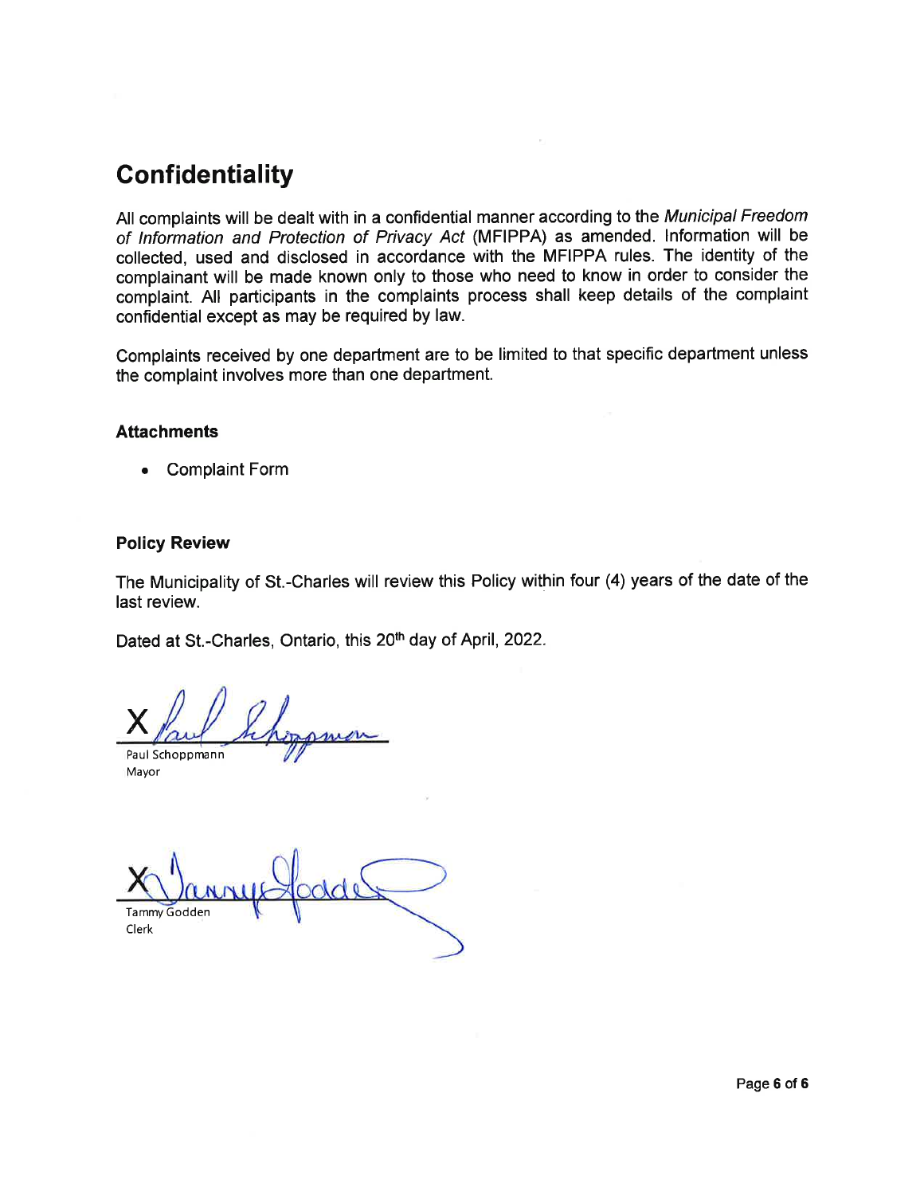## Confidentiality

All complaints will be dealt with in a confidential manner according to the *Municipal Freedom of Information and Protection of Privacy Act* (MFIPPA) as amended. Information will be collected, used and disclosed in accordance with the MFIPPA rules. The identity of the complainant will be made known only to those who need to know in order to consider the complaint. All participants in the complaints process shall keep details of the complaint confidential except as may be required by law.

Complaints received by one department are to be limited to that specific department unless the complaint involves more than one department.

### Attachments

- Complaint Form

### Policy Review

The Municipality of St.-Charles will review this Policy within four (4) years of the date of the last review.

Dated at St.-Charles, Ontario, this 20th day of April, 2022.

X Paul Schoppmann
Paul Schoppmann
Mayor

X Tammy Godden
Tammy Godden
Clerk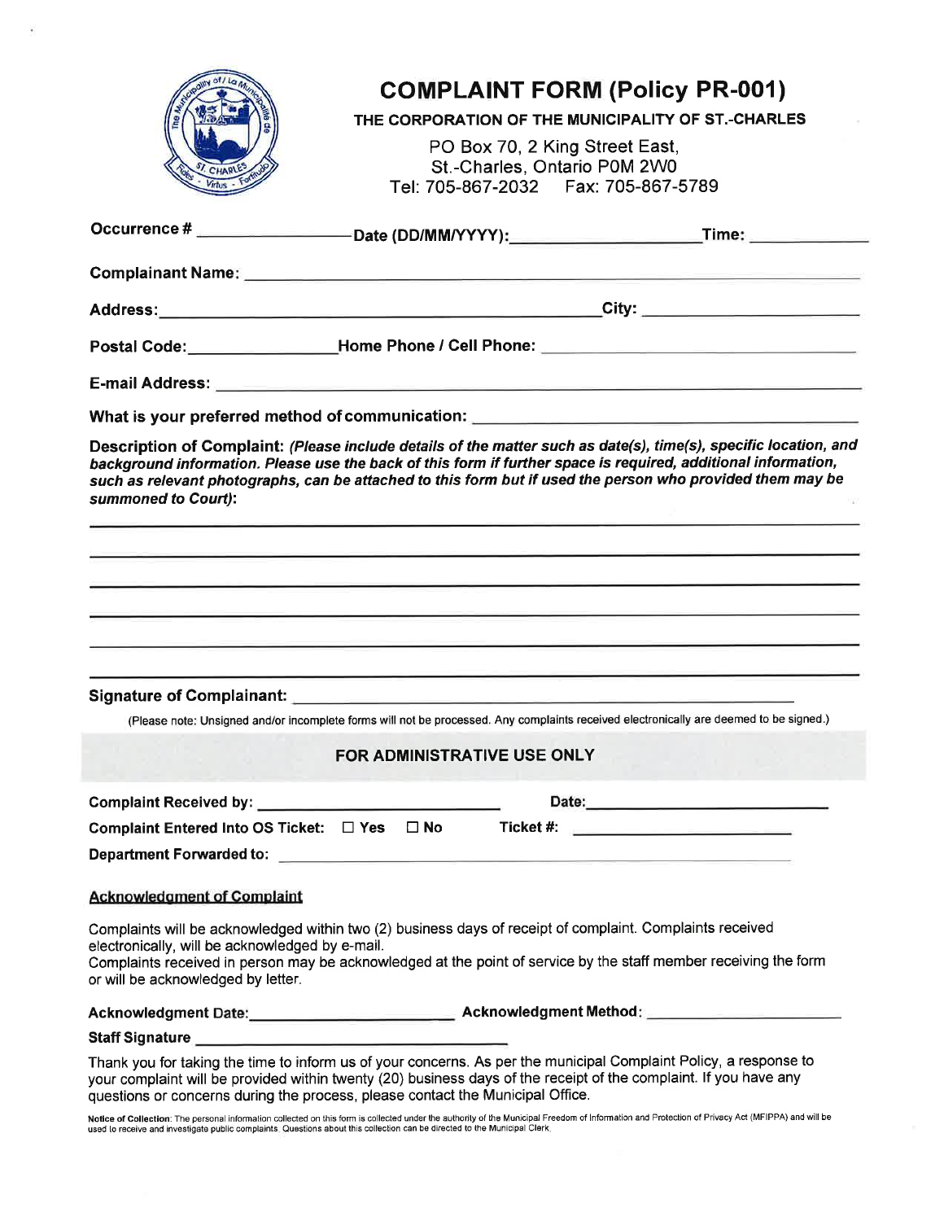# COMPLAINT FORM (Policy PR-001)

**THE CORPORATION OF THE MUNICIPALITY OF ST.-CHARLES**

PO Box 70, 2 King Street East,
St.-Charles, Ontario P0M 2W0
Tel: 705-867-2032 Fax: 705-867-5789

**Occurrence #** ________________ **Date (DD/MM/YYYY):** ____________________ **Time:** ____________

**Complainant Name:** ____________________________________________

**Address:** ____________________________________________ **City:** ____________________

**Postal Code:** ________________ **Home Phone / Cell Phone:** ____________________________

**E-mail Address:** ____________________________________________

**What is your preferred method of communication:** ____________________________________

**Description of Complaint:** ***(Please include details of the matter such as date(s), time(s), specific location, and background information. Please use the back of this form if further space is required, additional information, such as relevant photographs, can be attached to this form but if used the person who provided them may be summoned to Court)*****:**

____________________________________________

____________________________________________

____________________________________________

____________________________________________

____________________________________________

____________________________________________

**Signature of Complainant:** ____________________________________________

(Please note: Unsigned and/or incomplete forms will not be processed. Any complaints received electronically are deemed to be signed.)

## FOR ADMINISTRATIVE USE ONLY

**Complaint Received by:** ________________________ **Date:** ________________________

**Complaint Entered Into OS Ticket:** ☐ Yes ☐ No **Ticket #:** ____________________

**Department Forwarded to:** ____________________________________________

**Acknowledgment of Complaint**

Complaints will be acknowledged within two (2) business days of receipt of complaint. Complaints received electronically, will be acknowledged by e-mail.
Complaints received in person may be acknowledged at the point of service by the staff member receiving the form or will be acknowledged by letter.

**Acknowledgment Date:** ____________________ **Acknowledgment Method:** ____________________

**Staff Signature** ________________________________

Thank you for taking the time to inform us of your concerns. As per the municipal Complaint Policy, a response to your complaint will be provided within twenty (20) business days of the receipt of the complaint. If you have any questions or concerns during the process, please contact the Municipal Office.

**Notice of Collection**: The personal information collected on this form is collected under the authority of the Municipal Freedom of Information and Protection of Privacy Act (MFIPPA) and will be used to receive and investigate public complaints. Questions about this collection can be directed to the Municipal Clerk.